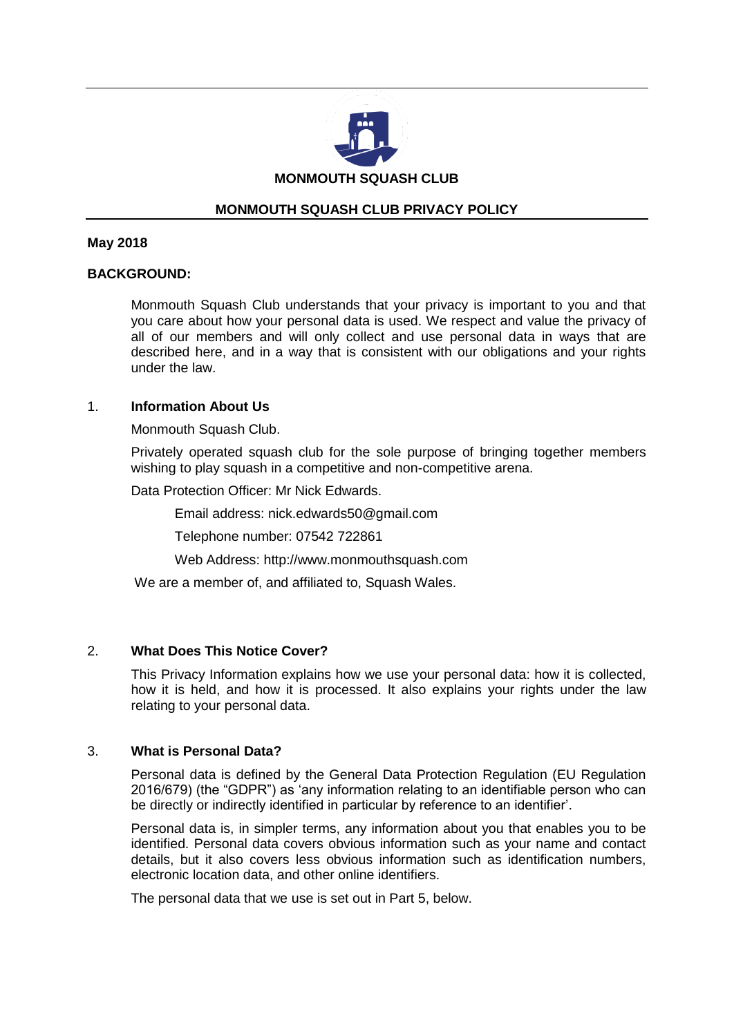**MONMOUTH SQUASH CLUB**

# MONMOUTH SQUASH CLUB PRIVACY POLICY

**May 2018**

**BACKGROUND:**

Monmouth Squash Club understands that your privacy is important to you and that you care about how your personal data is used. We respect and value the privacy of all of our members and will only collect and use personal data in ways that are described here, and in a way that is consistent with our obligations and your rights under the law.

## 1. Information About Us

Monmouth Squash Club.

Privately operated squash club for the sole purpose of bringing together members wishing to play squash in a competitive and non-competitive arena.

Data Protection Officer: Mr Nick Edwards.

Email address: nick.edwards50@gmail.com

Telephone number: 07542 722861

Web Address: http://www.monmouthsquash.com

We are a member of, and affiliated to, Squash Wales.

## 2. What Does This Notice Cover?

This Privacy Information explains how we use your personal data: how it is collected, how it is held, and how it is processed. It also explains your rights under the law relating to your personal data.

## 3. What is Personal Data?

Personal data is defined by the General Data Protection Regulation (EU Regulation 2016/679) (the "GDPR") as 'any information relating to an identifiable person who can be directly or indirectly identified in particular by reference to an identifier'.

Personal data is, in simpler terms, any information about you that enables you to be identified. Personal data covers obvious information such as your name and contact details, but it also covers less obvious information such as identification numbers, electronic location data, and other online identifiers.

The personal data that we use is set out in Part 5, below.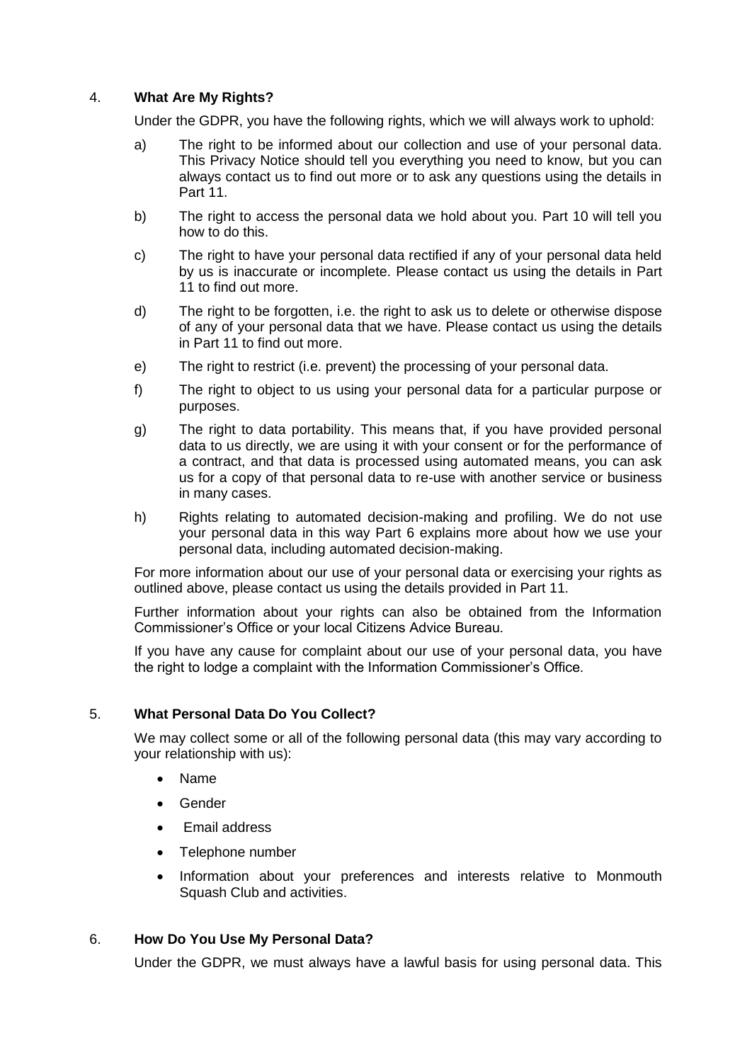## 4. **What Are My Rights?**

Under the GDPR, you have the following rights, which we will always work to uphold:

a) The right to be informed about our collection and use of your personal data. This Privacy Notice should tell you everything you need to know, but you can always contact us to find out more or to ask any questions using the details in Part 11.

b) The right to access the personal data we hold about you. Part 10 will tell you how to do this.

c) The right to have your personal data rectified if any of your personal data held by us is inaccurate or incomplete. Please contact us using the details in Part 11 to find out more.

d) The right to be forgotten, i.e. the right to ask us to delete or otherwise dispose of any of your personal data that we have. Please contact us using the details in Part 11 to find out more.

e) The right to restrict (i.e. prevent) the processing of your personal data.

f) The right to object to us using your personal data for a particular purpose or purposes.

g) The right to data portability. This means that, if you have provided personal data to us directly, we are using it with your consent or for the performance of a contract, and that data is processed using automated means, you can ask us for a copy of that personal data to re-use with another service or business in many cases.

h) Rights relating to automated decision-making and profiling. We do not use your personal data in this way Part 6 explains more about how we use your personal data, including automated decision-making.

For more information about our use of your personal data or exercising your rights as outlined above, please contact us using the details provided in Part 11.

Further information about your rights can also be obtained from the Information Commissioner's Office or your local Citizens Advice Bureau.

If you have any cause for complaint about our use of your personal data, you have the right to lodge a complaint with the Information Commissioner's Office.

## 5. **What Personal Data Do You Collect?**

We may collect some or all of the following personal data (this may vary according to your relationship with us):

- Name
- Gender
- Email address
- Telephone number
- Information about your preferences and interests relative to Monmouth Squash Club and activities.

## 6. **How Do You Use My Personal Data?**

Under the GDPR, we must always have a lawful basis for using personal data. This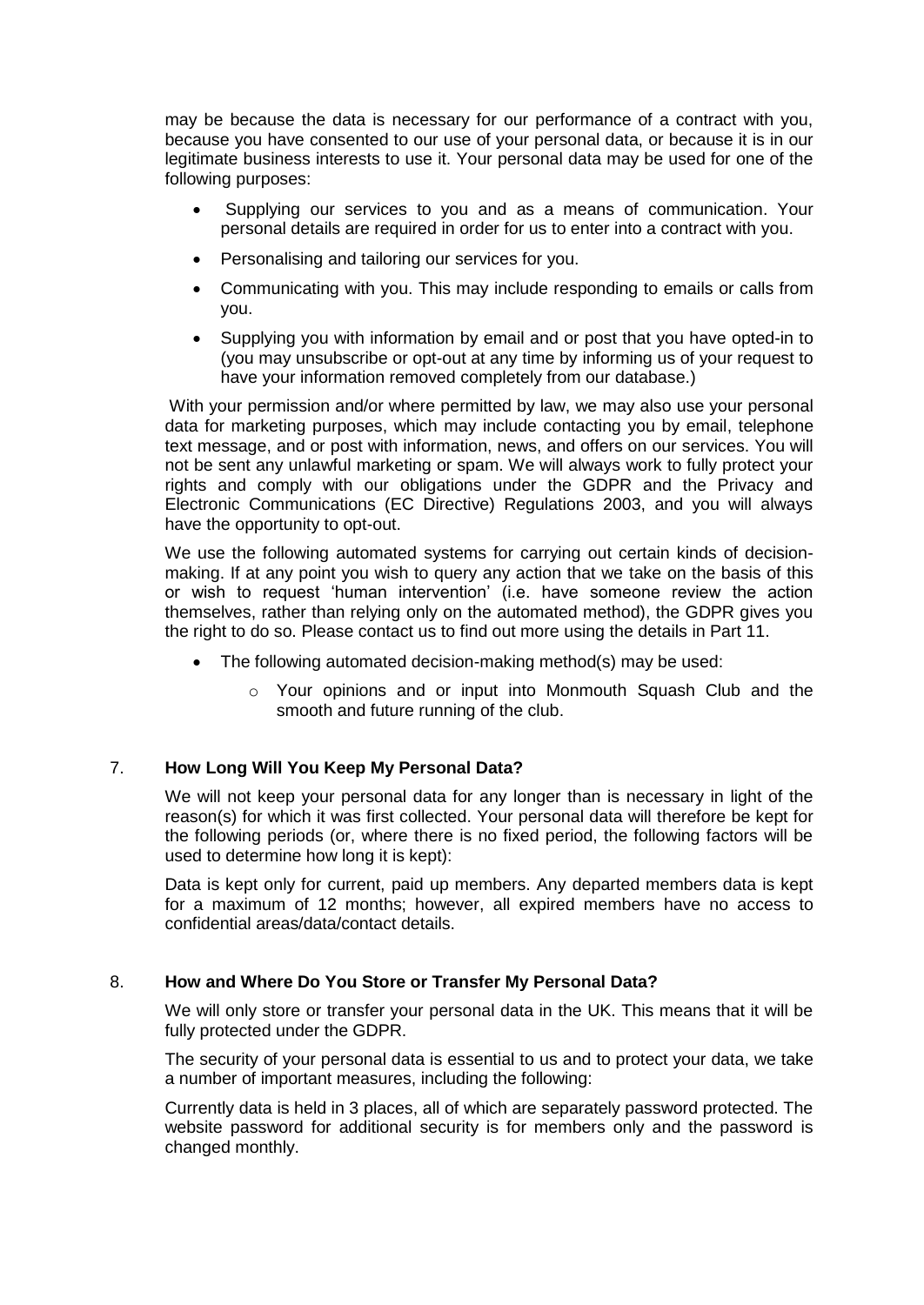may be because the data is necessary for our performance of a contract with you, because you have consented to our use of your personal data, or because it is in our legitimate business interests to use it. Your personal data may be used for one of the following purposes:

- Supplying our services to you and as a means of communication. Your personal details are required in order for us to enter into a contract with you.
- Personalising and tailoring our services for you.
- Communicating with you. This may include responding to emails or calls from you.
- Supplying you with information by email and or post that you have opted-in to (you may unsubscribe or opt-out at any time by informing us of your request to have your information removed completely from our database.)

With your permission and/or where permitted by law, we may also use your personal data for marketing purposes, which may include contacting you by email, telephone text message, and or post with information, news, and offers on our services. You will not be sent any unlawful marketing or spam. We will always work to fully protect your rights and comply with our obligations under the GDPR and the Privacy and Electronic Communications (EC Directive) Regulations 2003, and you will always have the opportunity to opt-out.

We use the following automated systems for carrying out certain kinds of decision-making. If at any point you wish to query any action that we take on the basis of this or wish to request 'human intervention' (i.e. have someone review the action themselves, rather than relying only on the automated method), the GDPR gives you the right to do so. Please contact us to find out more using the details in Part 11.

- The following automated decision-making method(s) may be used:
  - Your opinions and or input into Monmouth Squash Club and the smooth and future running of the club.

7. **How Long Will You Keep My Personal Data?**

We will not keep your personal data for any longer than is necessary in light of the reason(s) for which it was first collected. Your personal data will therefore be kept for the following periods (or, where there is no fixed period, the following factors will be used to determine how long it is kept):

Data is kept only for current, paid up members. Any departed members data is kept for a maximum of 12 months; however, all expired members have no access to confidential areas/data/contact details.

8. **How and Where Do You Store or Transfer My Personal Data?**

We will only store or transfer your personal data in the UK. This means that it will be fully protected under the GDPR.

The security of your personal data is essential to us and to protect your data, we take a number of important measures, including the following:

Currently data is held in 3 places, all of which are separately password protected. The website password for additional security is for members only and the password is changed monthly.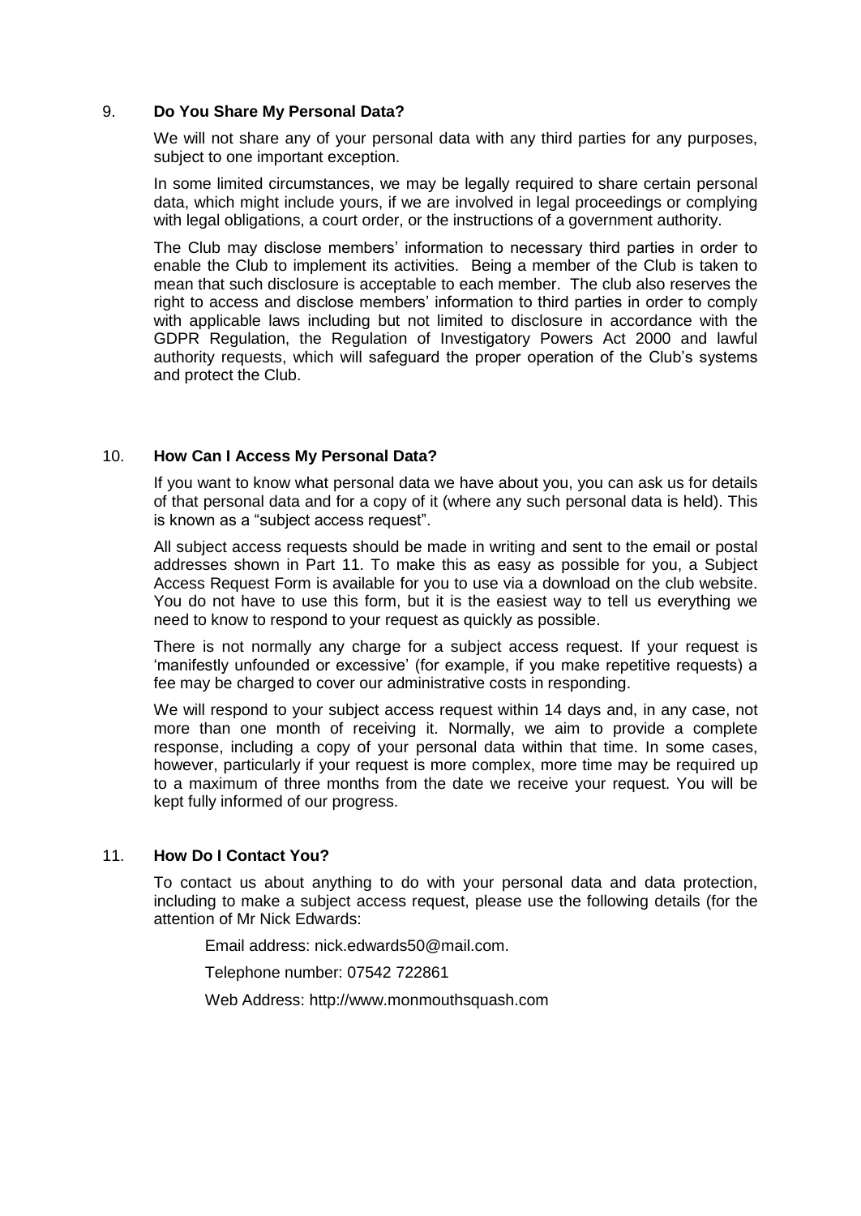## 9. **Do You Share My Personal Data?**

We will not share any of your personal data with any third parties for any purposes, subject to one important exception.

In some limited circumstances, we may be legally required to share certain personal data, which might include yours, if we are involved in legal proceedings or complying with legal obligations, a court order, or the instructions of a government authority.

The Club may disclose members' information to necessary third parties in order to enable the Club to implement its activities. Being a member of the Club is taken to mean that such disclosure is acceptable to each member. The club also reserves the right to access and disclose members' information to third parties in order to comply with applicable laws including but not limited to disclosure in accordance with the GDPR Regulation, the Regulation of Investigatory Powers Act 2000 and lawful authority requests, which will safeguard the proper operation of the Club's systems and protect the Club.

## 10. **How Can I Access My Personal Data?**

If you want to know what personal data we have about you, you can ask us for details of that personal data and for a copy of it (where any such personal data is held). This is known as a "subject access request".

All subject access requests should be made in writing and sent to the email or postal addresses shown in Part 11. To make this as easy as possible for you, a Subject Access Request Form is available for you to use via a download on the club website. You do not have to use this form, but it is the easiest way to tell us everything we need to know to respond to your request as quickly as possible.

There is not normally any charge for a subject access request. If your request is 'manifestly unfounded or excessive' (for example, if you make repetitive requests) a fee may be charged to cover our administrative costs in responding.

We will respond to your subject access request within 14 days and, in any case, not more than one month of receiving it. Normally, we aim to provide a complete response, including a copy of your personal data within that time. In some cases, however, particularly if your request is more complex, more time may be required up to a maximum of three months from the date we receive your request. You will be kept fully informed of our progress.

## 11. **How Do I Contact You?**

To contact us about anything to do with your personal data and data protection, including to make a subject access request, please use the following details (for the attention of Mr Nick Edwards:

Email address: nick.edwards50@mail.com.

Telephone number: 07542 722861

Web Address: http://www.monmouthsquash.com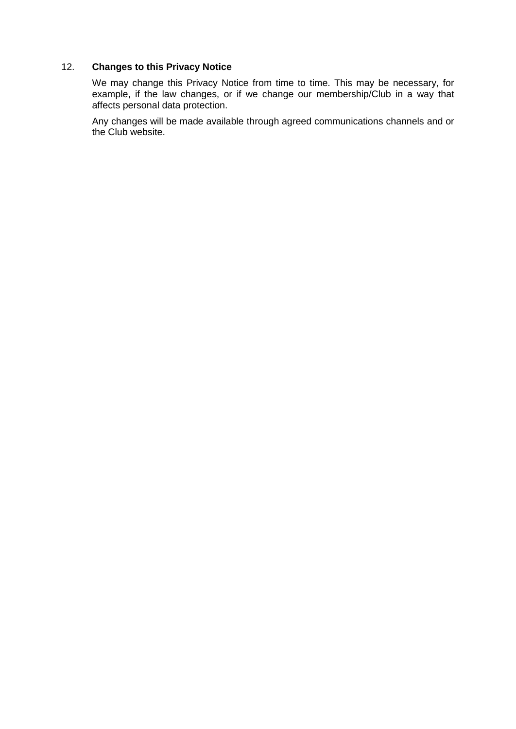## 12. Changes to this Privacy Notice

We may change this Privacy Notice from time to time. This may be necessary, for example, if the law changes, or if we change our membership/Club in a way that affects personal data protection.

Any changes will be made available through agreed communications channels and or the Club website.